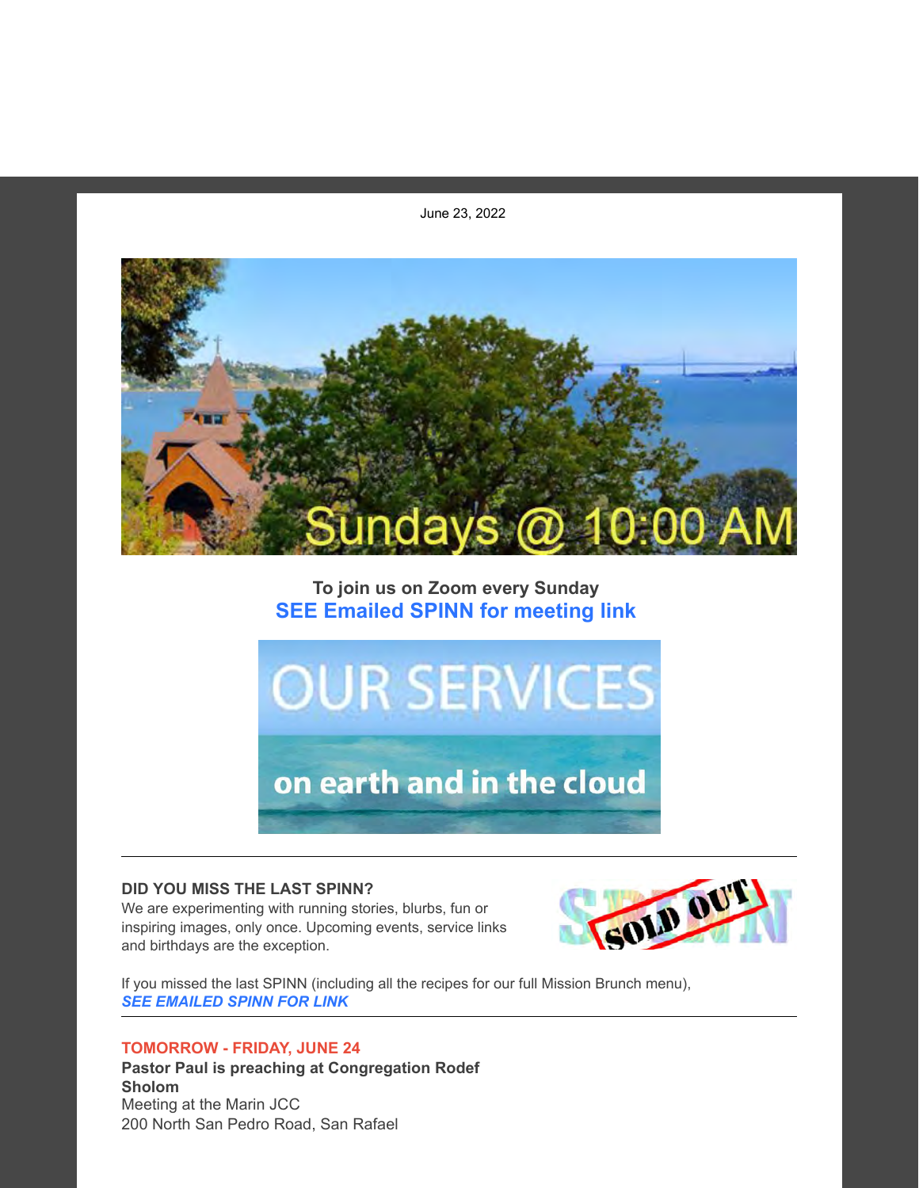June 23, 2022

**To join us on Zoom every Sunday**
**SEE Emailed SPINN for meeting link**

**DID YOU MISS THE LAST SPINN?**
We are experimenting with running stories, blurbs, fun or inspiring images, only once. Upcoming events, service links and birthdays are the exception.

If you missed the last SPINN (including all the recipes for our full Mission Brunch menu), ***SEE EMAILED SPINN FOR LINK***

**TOMORROW - FRIDAY, JUNE 24**
**Pastor Paul is preaching at Congregation Rodef Sholom**
Meeting at the Marin JCC
200 North San Pedro Road, San Rafael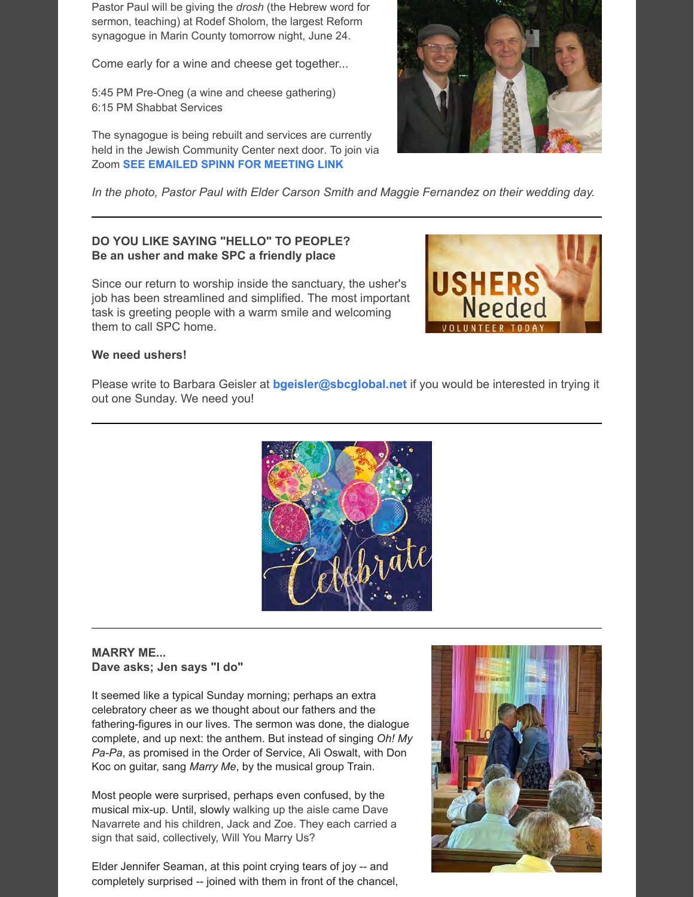Pastor Paul will be giving the *drosh* (the Hebrew word for sermon, teaching) at Rodef Sholom, the largest Reform synagogue in Marin County tomorrow night, June 24.

Come early for a wine and cheese get together...

5:45 PM Pre-Oneg (a wine and cheese gathering)
6:15 PM Shabbat Services

The synagogue is being rebuilt and services are currently held in the Jewish Community Center next door. To join via Zoom **SEE EMAILED SPINN FOR MEETING LINK**

*In the photo, Pastor Paul with Elder Carson Smith and Maggie Fernandez on their wedding day.*

---

**DO YOU LIKE SAYING "HELLO" TO PEOPLE?**
**Be an usher and make SPC a friendly place**

Since our return to worship inside the sanctuary, the usher's job has been streamlined and simplified. The most important task is greeting people with a warm smile and welcoming them to call SPC home.

**We need ushers!**

Please write to Barbara Geisler at **bgeisler@sbcglobal.net** if you would be interested in trying it out one Sunday. We need you!

---

---

**MARRY ME...**
**Dave asks; Jen says "I do"**

It seemed like a typical Sunday morning; perhaps an extra celebratory cheer as we thought about our fathers and the fathering-figures in our lives. The sermon was done, the dialogue complete, and up next: the anthem. But instead of singing *Oh! My Pa-Pa*, as promised in the Order of Service, Ali Oswalt, with Don Koc on guitar, sang *Marry Me*, by the musical group Train.

Most people were surprised, perhaps even confused, by the musical mix-up. Until, slowly walking up the aisle came Dave Navarrete and his children, Jack and Zoe. They each carried a sign that said, collectively, Will You Marry Us?

Elder Jennifer Seaman, at this point crying tears of joy -- and completely surprised -- joined with them in front of the chancel,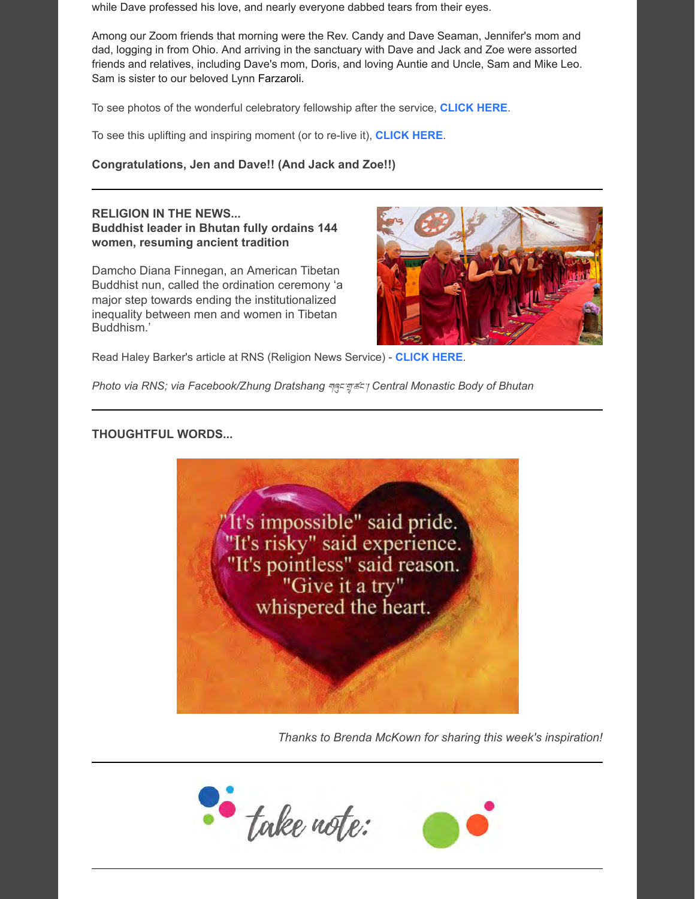while Dave professed his love, and nearly everyone dabbed tears from their eyes.

Among our Zoom friends that morning were the Rev. Candy and Dave Seaman, Jennifer's mom and dad, logging in from Ohio. And arriving in the sanctuary with Dave and Jack and Zoe were assorted friends and relatives, including Dave's mom, Doris, and loving Auntie and Uncle, Sam and Mike Leo. Sam is sister to our beloved Lynn Farzaroli.

To see photos of the wonderful celebratory fellowship after the service, **CLICK HERE**.

To see this uplifting and inspiring moment (or to re-live it), **CLICK HERE**.

**Congratulations, Jen and Dave!! (And Jack and Zoe!!)**

---

**RELIGION IN THE NEWS...**
**Buddhist leader in Bhutan fully ordains 144 women, resuming ancient tradition**

Damcho Diana Finnegan, an American Tibetan Buddhist nun, called the ordination ceremony 'a major step towards ending the institutionalized inequality between men and women in Tibetan Buddhism.'

Read Haley Barker's article at RNS (Religion News Service) - **CLICK HERE**.

*Photo via RNS; via Facebook/Zhung Dratshang གཞུང་གྲྭ་ཚང་། Central Monastic Body of Bhutan*

---

**THOUGHTFUL WORDS...**

"It's impossible" said pride.
"It's risky" said experience.
"It's pointless" said reason.
"Give it a try"
whispered the heart.

*Thanks to Brenda McKown for sharing this week's inspiration!*

---

take note:

---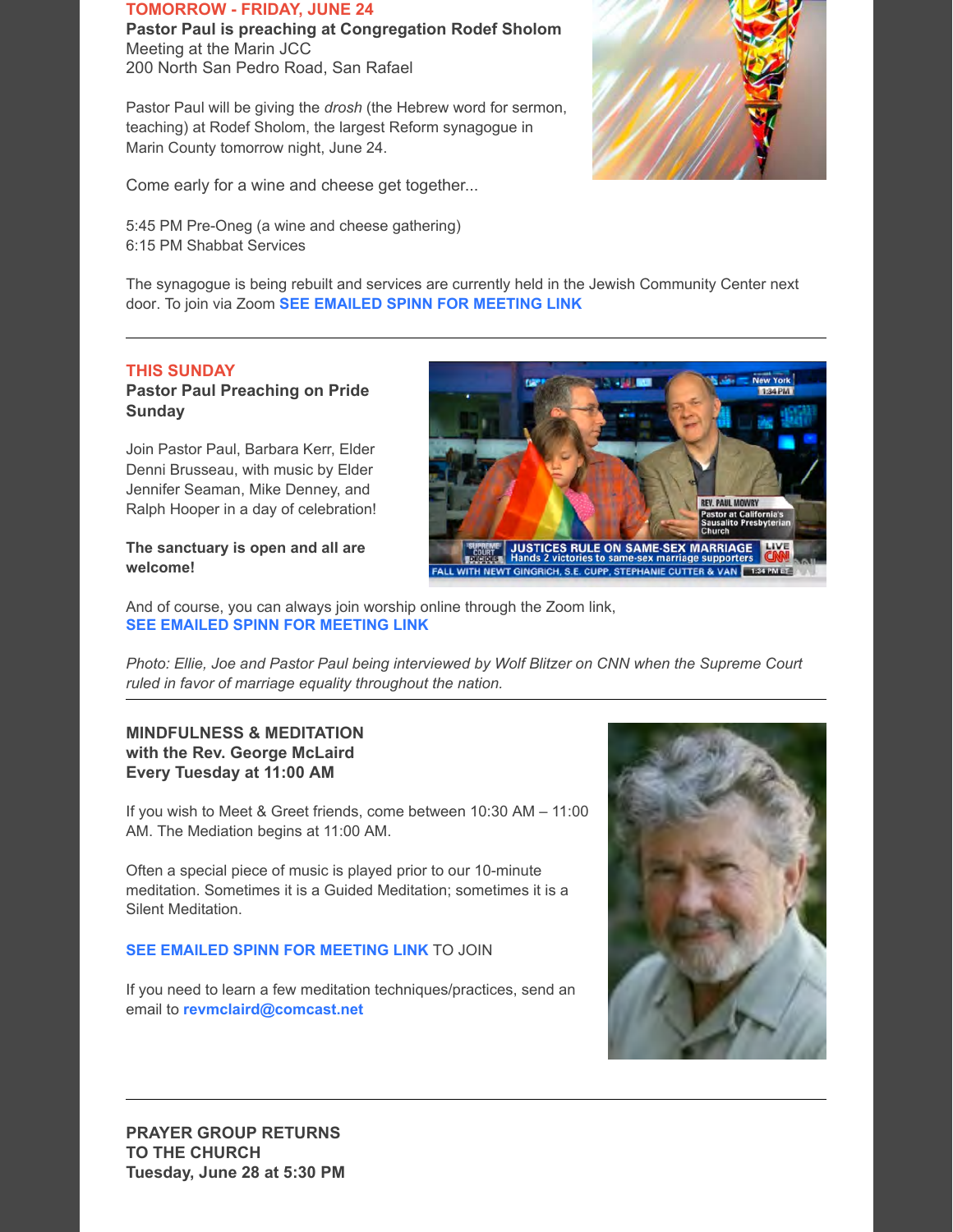**TOMORROW - FRIDAY, JUNE 24**

**Pastor Paul is preaching at Congregation Rodef Sholom**

Meeting at the Marin JCC

200 North San Pedro Road, San Rafael

Pastor Paul will be giving the *drosh* (the Hebrew word for sermon, teaching) at Rodef Sholom, the largest Reform synagogue in Marin County tomorrow night, June 24.

Come early for a wine and cheese get together...

5:45 PM Pre-Oneg (a wine and cheese gathering)

6:15 PM Shabbat Services

The synagogue is being rebuilt and services are currently held in the Jewish Community Center next door. To join via Zoom **SEE EMAILED SPINN FOR MEETING LINK**

---

**THIS SUNDAY**

**Pastor Paul Preaching on Pride Sunday**

Join Pastor Paul, Barbara Kerr, Elder Denni Brusseau, with music by Elder Jennifer Seaman, Mike Denney, and Ralph Hooper in a day of celebration!

**The sanctuary is open and all are welcome!**

And of course, you can always join worship online through the Zoom link,

**SEE EMAILED SPINN FOR MEETING LINK**

*Photo: Ellie, Joe and Pastor Paul being interviewed by Wolf Blitzer on CNN when the Supreme Court ruled in favor of marriage equality throughout the nation.*

---

**MINDFULNESS & MEDITATION**
**with the Rev. George McLaird**
**Every Tuesday at 11:00 AM**

If you wish to Meet & Greet friends, come between 10:30 AM – 11:00 AM. The Mediation begins at 11:00 AM.

Often a special piece of music is played prior to our 10-minute meditation. Sometimes it is a Guided Meditation; sometimes it is a Silent Meditation.

**SEE EMAILED SPINN FOR MEETING LINK** TO JOIN

If you need to learn a few meditation techniques/practices, send an email to **revmclaird@comcast.net**

---

**PRAYER GROUP RETURNS**
**TO THE CHURCH**
**Tuesday, June 28 at 5:30 PM**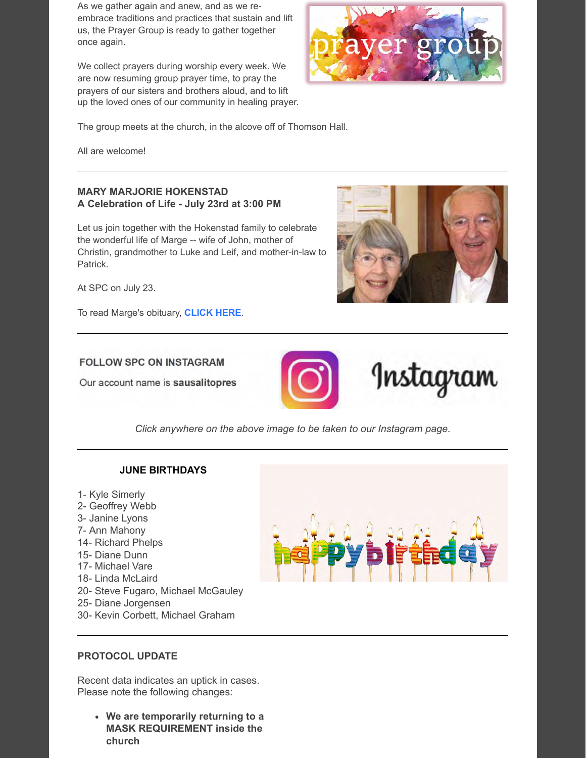As we gather again and anew, and as we re-embrace traditions and practices that sustain and lift us, the Prayer Group is ready to gather together once again.

We collect prayers during worship every week. We are now resuming group prayer time, to pray the prayers of our sisters and brothers aloud, and to lift up the loved ones of our community in healing prayer.

The group meets at the church, in the alcove off of Thomson Hall.

All are welcome!

---

**MARY MARJORIE HOKENSTAD**
**A Celebration of Life - July 23rd at 3:00 PM**

Let us join together with the Hokenstad family to celebrate the wonderful life of Marge -- wife of John, mother of Christin, grandmother to Luke and Leif, and mother-in-law to Patrick.

At SPC on July 23.

To read Marge's obituary, **CLICK HERE**.

---

**FOLLOW SPC ON INSTAGRAM**

Our account name is **sausalitopres**

*Click anywhere on the above image to be taken to our Instagram page.*

---

**JUNE BIRTHDAYS**

1- Kyle Simerly
2- Geoffrey Webb
3- Janine Lyons
7- Ann Mahony
14- Richard Phelps
15- Diane Dunn
17- Michael Vare
18- Linda McLaird
20- Steve Fugaro, Michael McGauley
25- Diane Jorgensen
30- Kevin Corbett, Michael Graham

---

**PROTOCOL UPDATE**

Recent data indicates an uptick in cases.
Please note the following changes:

- **We are temporarily returning to a MASK REQUIREMENT inside the church**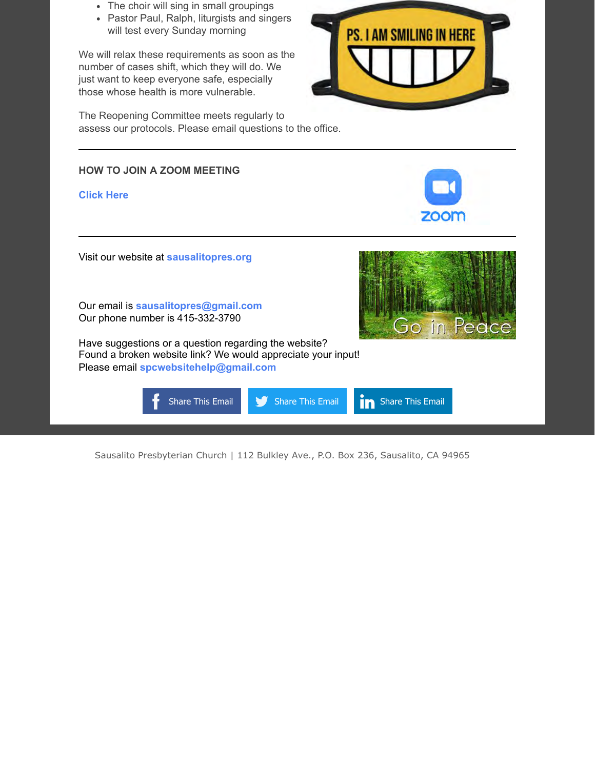- The choir will sing in small groupings
- Pastor Paul, Ralph, liturgists and singers will test every Sunday morning

We will relax these requirements as soon as the number of cases shift, which they will do. We just want to keep everyone safe, especially those whose health is more vulnerable.

The Reopening Committee meets regularly to assess our protocols. Please email questions to the office.

---

**HOW TO JOIN A ZOOM MEETING**

**Click Here**

---

Visit our website at **sausalitopres.org**

Our email is **sausalitopres@gmail.com**
Our phone number is 415-332-3790

Have suggestions or a question regarding the website?
Found a broken website link? We would appreciate your input!
Please email **spcwebsitehelp@gmail.com**

Share This Email | Share This Email | Share This Email

Sausalito Presbyterian Church | 112 Bulkley Ave., P.O. Box 236, Sausalito, CA 94965